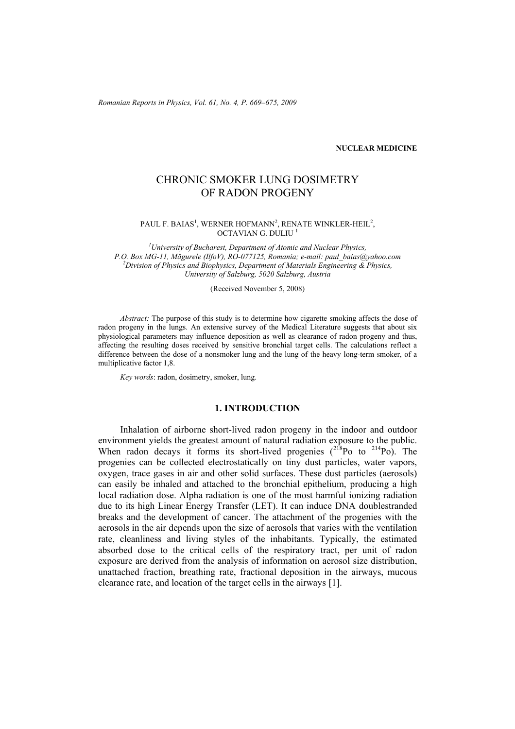NUCLEAR MEDICINE

# CHRONIC SMOKER LUNG DOSIMETRY OF RADON PROGENY

PAUL F. BAIAS[1], WERNER HOFMANN[2], RENATE WINKLER-HEIL[2], OCTAVIAN G. DULIU [1]

[1]*University of Bucharest, Department of Atomic and Nuclear Physics, P.O. Box MG-11, Măgurele (IlfoV), RO-077125, Romania; e-mail: paul_baias@yahoo.com*
[2]*Division of Physics and Biophysics, Department of Materials Engineering & Physics, University of Salzburg, 5020 Salzburg, Austria*

(Received November 5, 2008)

*Abstract:* The purpose of this study is to determine how cigarette smoking affects the dose of radon progeny in the lungs. An extensive survey of the Medical Literature suggests that about six physiological parameters may influence deposition as well as clearance of radon progeny and thus, affecting the resulting doses received by sensitive bronchial target cells. The calculations reflect a difference between the dose of a nonsmoker lung and the lung of the heavy long-term smoker, of a multiplicative factor 1,8.

*Key words*: radon, dosimetry, smoker, lung.

## 1. INTRODUCTION

Inhalation of airborne short-lived radon progeny in the indoor and outdoor environment yields the greatest amount of natural radiation exposure to the public. When radon decays it forms its short-lived progenies ($^{218}$Po to $^{214}$Po). The progenies can be collected electrostatically on tiny dust particles, water vapors, oxygen, trace gases in air and other solid surfaces. These dust particles (aerosols) can easily be inhaled and attached to the bronchial epithelium, producing a high local radiation dose. Alpha radiation is one of the most harmful ionizing radiation due to its high Linear Energy Transfer (LET). It can induce DNA doublestranded breaks and the development of cancer. The attachment of the progenies with the aerosols in the air depends upon the size of aerosols that varies with the ventilation rate, cleanliness and living styles of the inhabitants. Typically, the estimated absorbed dose to the critical cells of the respiratory tract, per unit of radon exposure are derived from the analysis of information on aerosol size distribution, unattached fraction, breathing rate, fractional deposition in the airways, mucous clearance rate, and location of the target cells in the airways [1].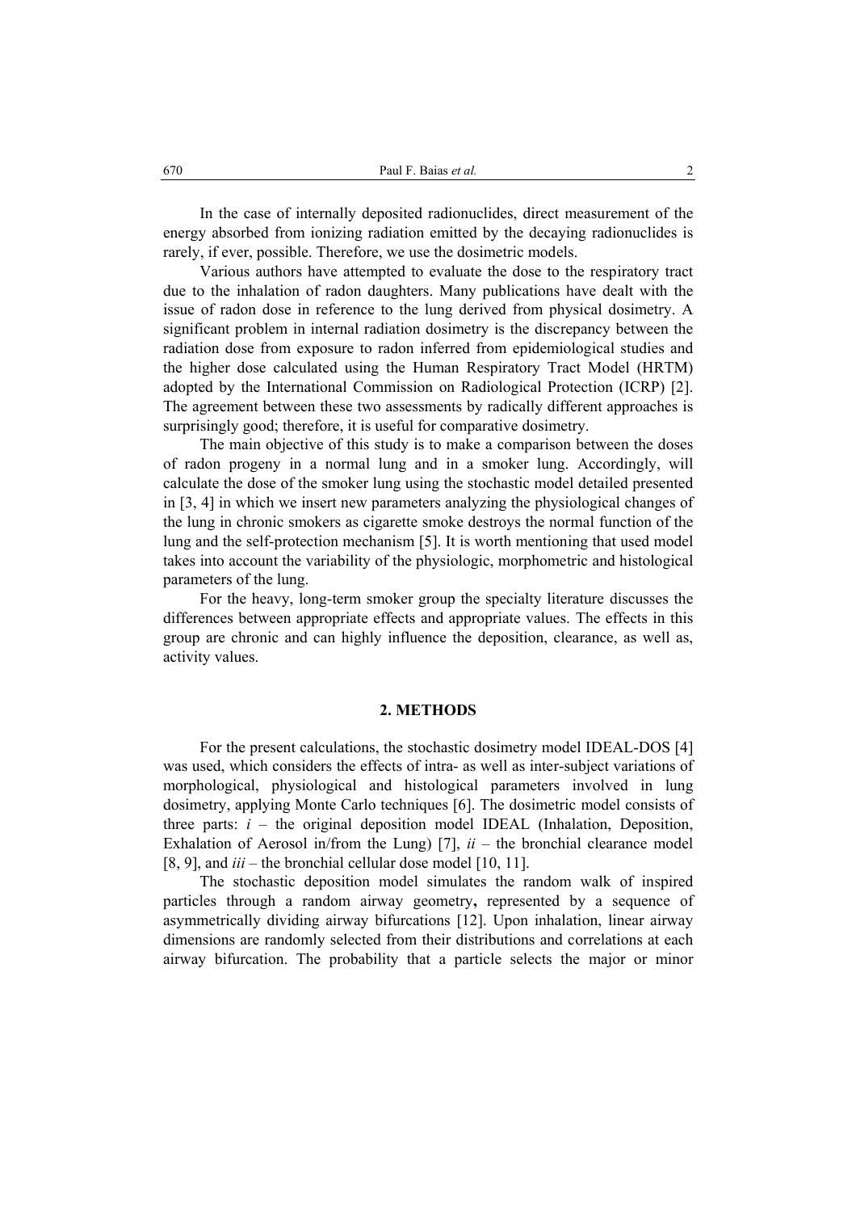In the case of internally deposited radionuclides, direct measurement of the energy absorbed from ionizing radiation emitted by the decaying radionuclides is rarely, if ever, possible. Therefore, we use the dosimetric models.

Various authors have attempted to evaluate the dose to the respiratory tract due to the inhalation of radon daughters. Many publications have dealt with the issue of radon dose in reference to the lung derived from physical dosimetry. A significant problem in internal radiation dosimetry is the discrepancy between the radiation dose from exposure to radon inferred from epidemiological studies and the higher dose calculated using the Human Respiratory Tract Model (HRTM) adopted by the International Commission on Radiological Protection (ICRP) [2]. The agreement between these two assessments by radically different approaches is surprisingly good; therefore, it is useful for comparative dosimetry.

The main objective of this study is to make a comparison between the doses of radon progeny in a normal lung and in a smoker lung. Accordingly, will calculate the dose of the smoker lung using the stochastic model detailed presented in [3, 4] in which we insert new parameters analyzing the physiological changes of the lung in chronic smokers as cigarette smoke destroys the normal function of the lung and the self-protection mechanism [5]. It is worth mentioning that used model takes into account the variability of the physiologic, morphometric and histological parameters of the lung.

For the heavy, long-term smoker group the specialty literature discusses the differences between appropriate effects and appropriate values. The effects in this group are chronic and can highly influence the deposition, clearance, as well as, activity values.

## 2. METHODS

For the present calculations, the stochastic dosimetry model IDEAL-DOS [4] was used, which considers the effects of intra- as well as inter-subject variations of morphological, physiological and histological parameters involved in lung dosimetry, applying Monte Carlo techniques [6]. The dosimetric model consists of three parts: *i* – the original deposition model IDEAL (Inhalation, Deposition, Exhalation of Aerosol in/from the Lung) [7], *ii* – the bronchial clearance model [8, 9], and *iii* – the bronchial cellular dose model [10, 11].

The stochastic deposition model simulates the random walk of inspired particles through a random airway geometry**,** represented by a sequence of asymmetrically dividing airway bifurcations [12]. Upon inhalation, linear airway dimensions are randomly selected from their distributions and correlations at each airway bifurcation. The probability that a particle selects the major or minor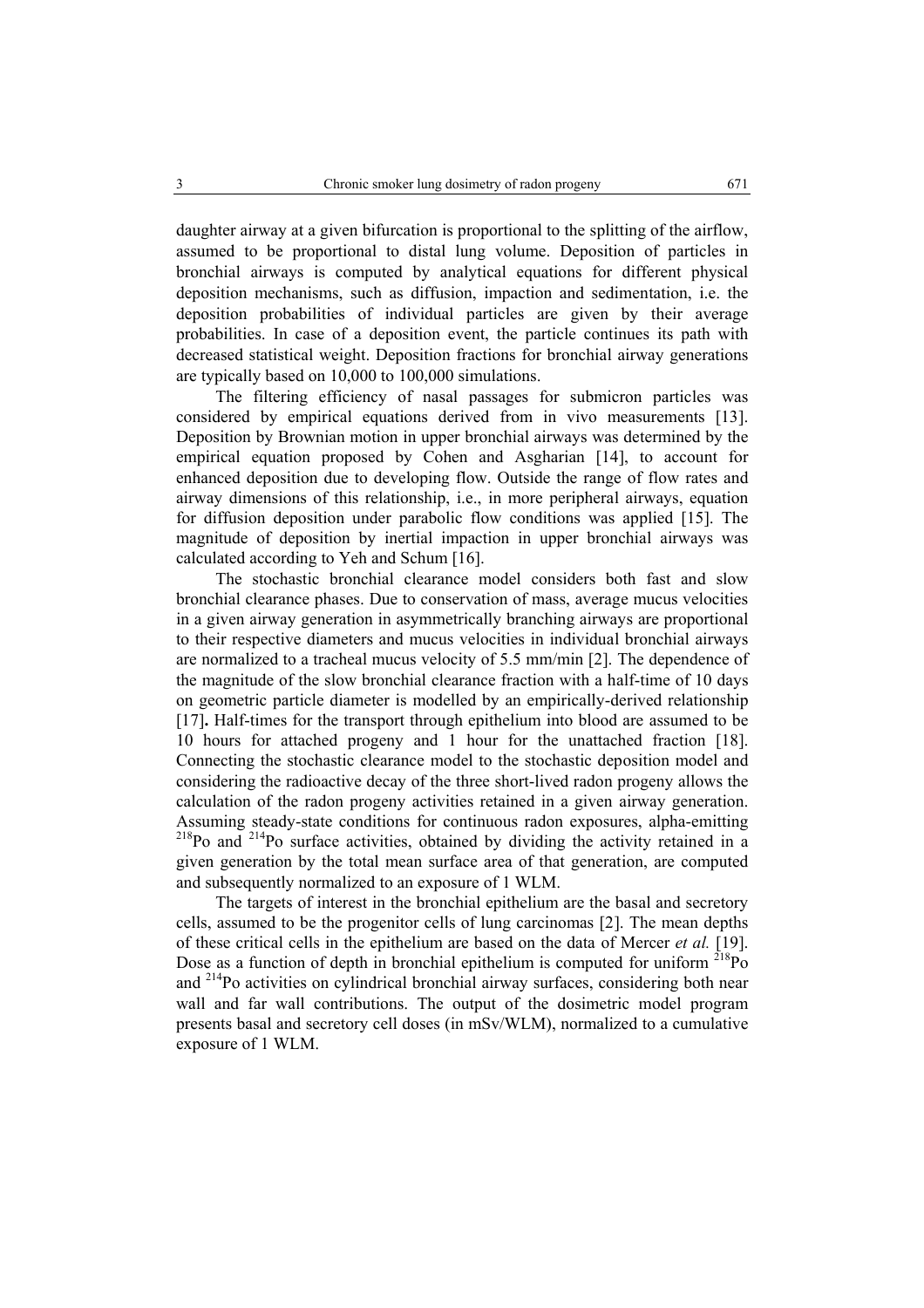daughter airway at a given bifurcation is proportional to the splitting of the airflow, assumed to be proportional to distal lung volume. Deposition of particles in bronchial airways is computed by analytical equations for different physical deposition mechanisms, such as diffusion, impaction and sedimentation, i.e. the deposition probabilities of individual particles are given by their average probabilities. In case of a deposition event, the particle continues its path with decreased statistical weight. Deposition fractions for bronchial airway generations are typically based on 10,000 to 100,000 simulations.

The filtering efficiency of nasal passages for submicron particles was considered by empirical equations derived from in vivo measurements [13]. Deposition by Brownian motion in upper bronchial airways was determined by the empirical equation proposed by Cohen and Asgharian [14], to account for enhanced deposition due to developing flow. Outside the range of flow rates and airway dimensions of this relationship, i.e., in more peripheral airways, equation for diffusion deposition under parabolic flow conditions was applied [15]. The magnitude of deposition by inertial impaction in upper bronchial airways was calculated according to Yeh and Schum [16].

The stochastic bronchial clearance model considers both fast and slow bronchial clearance phases. Due to conservation of mass, average mucus velocities in a given airway generation in asymmetrically branching airways are proportional to their respective diameters and mucus velocities in individual bronchial airways are normalized to a tracheal mucus velocity of 5.5 mm/min [2]. The dependence of the magnitude of the slow bronchial clearance fraction with a half-time of 10 days on geometric particle diameter is modelled by an empirically-derived relationship [17]**.** Half-times for the transport through epithelium into blood are assumed to be 10 hours for attached progeny and 1 hour for the unattached fraction [18]. Connecting the stochastic clearance model to the stochastic deposition model and considering the radioactive decay of the three short-lived radon progeny allows the calculation of the radon progeny activities retained in a given airway generation. Assuming steady-state conditions for continuous radon exposures, alpha-emitting $^{218}$Po and $^{214}$Po surface activities, obtained by dividing the activity retained in a given generation by the total mean surface area of that generation, are computed and subsequently normalized to an exposure of 1 WLM.

The targets of interest in the bronchial epithelium are the basal and secretory cells, assumed to be the progenitor cells of lung carcinomas [2]. The mean depths of these critical cells in the epithelium are based on the data of Mercer *et al.* [19]. Dose as a function of depth in bronchial epithelium is computed for uniform $^{218}$Po and $^{214}$Po activities on cylindrical bronchial airway surfaces, considering both near wall and far wall contributions. The output of the dosimetric model program presents basal and secretory cell doses (in mSv/WLM), normalized to a cumulative exposure of 1 WLM.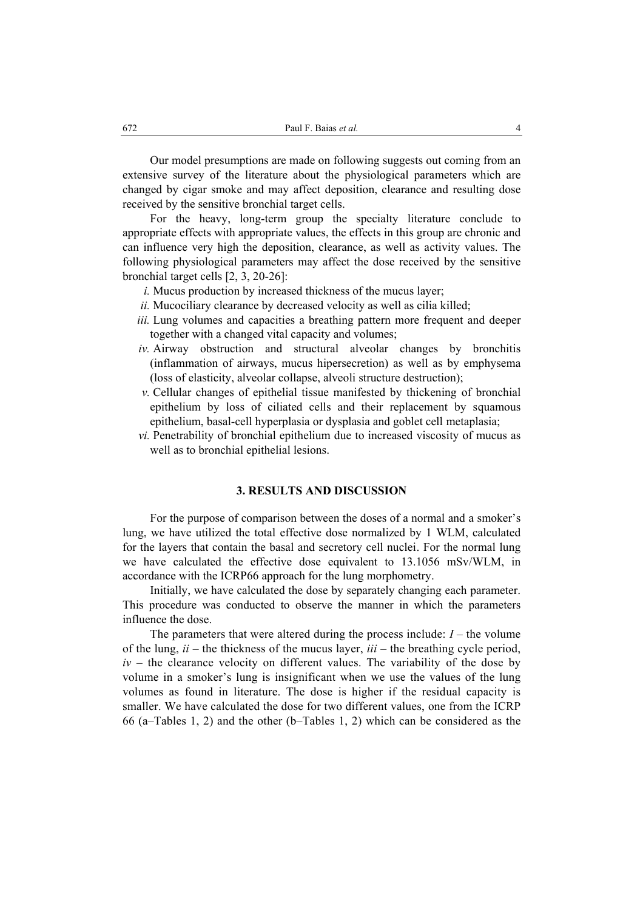Our model presumptions are made on following suggests out coming from an extensive survey of the literature about the physiological parameters which are changed by cigar smoke and may affect deposition, clearance and resulting dose received by the sensitive bronchial target cells.

For the heavy, long-term group the specialty literature conclude to appropriate effects with appropriate values, the effects in this group are chronic and can influence very high the deposition, clearance, as well as activity values. The following physiological parameters may affect the dose received by the sensitive bronchial target cells [2, 3, 20-26]:

*i.* Mucus production by increased thickness of the mucus layer;

*ii.* Mucociliary clearance by decreased velocity as well as cilia killed;

*iii.* Lung volumes and capacities a breathing pattern more frequent and deeper together with a changed vital capacity and volumes;

*iv.* Airway obstruction and structural alveolar changes by bronchitis (inflammation of airways, mucus hipersecretion) as well as by emphysema (loss of elasticity, alveolar collapse, alveoli structure destruction);

*v.* Cellular changes of epithelial tissue manifested by thickening of bronchial epithelium by loss of ciliated cells and their replacement by squamous epithelium, basal-cell hyperplasia or dysplasia and goblet cell metaplasia;

*vi.* Penetrability of bronchial epithelium due to increased viscosity of mucus as well as to bronchial epithelial lesions.

## 3. RESULTS AND DISCUSSION

For the purpose of comparison between the doses of a normal and a smoker's lung, we have utilized the total effective dose normalized by 1 WLM, calculated for the layers that contain the basal and secretory cell nuclei. For the normal lung we have calculated the effective dose equivalent to 13.1056 mSv/WLM, in accordance with the ICRP66 approach for the lung morphometry.

Initially, we have calculated the dose by separately changing each parameter. This procedure was conducted to observe the manner in which the parameters influence the dose.

The parameters that were altered during the process include: *I* – the volume of the lung, *ii* – the thickness of the mucus layer, *iii* – the breathing cycle period, *iv* – the clearance velocity on different values. The variability of the dose by volume in a smoker's lung is insignificant when we use the values of the lung volumes as found in literature. The dose is higher if the residual capacity is smaller. We have calculated the dose for two different values, one from the ICRP 66 (a–Tables 1, 2) and the other (b–Tables 1, 2) which can be considered as the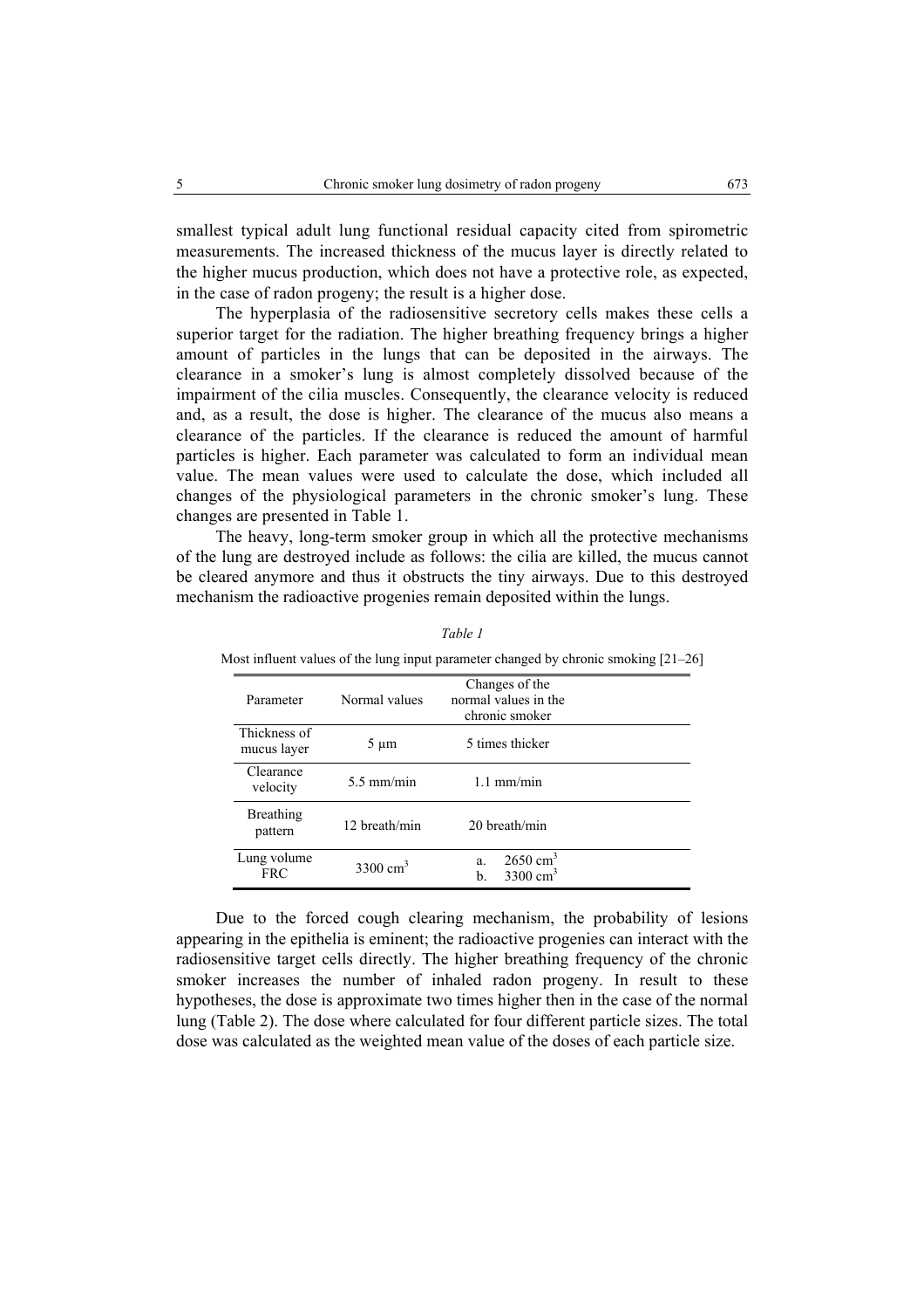smallest typical adult lung functional residual capacity cited from spirometric measurements. The increased thickness of the mucus layer is directly related to the higher mucus production, which does not have a protective role, as expected, in the case of radon progeny; the result is a higher dose.

The hyperplasia of the radiosensitive secretory cells makes these cells a superior target for the radiation. The higher breathing frequency brings a higher amount of particles in the lungs that can be deposited in the airways. The clearance in a smoker's lung is almost completely dissolved because of the impairment of the cilia muscles. Consequently, the clearance velocity is reduced and, as a result, the dose is higher. The clearance of the mucus also means a clearance of the particles. If the clearance is reduced the amount of harmful particles is higher. Each parameter was calculated to form an individual mean value. The mean values were used to calculate the dose, which included all changes of the physiological parameters in the chronic smoker's lung. These changes are presented in Table 1.

The heavy, long-term smoker group in which all the protective mechanisms of the lung are destroyed include as follows: the cilia are killed, the mucus cannot be cleared anymore and thus it obstructs the tiny airways. Due to this destroyed mechanism the radioactive progenies remain deposited within the lungs.

*Table 1*

Most influent values of the lung input parameter changed by chronic smoking [21–26]

| Parameter | Normal values | Changes of the normal values in the chronic smoker |
|---|---|---|
| Thickness of mucus layer | 5 μm | 5 times thicker |
| Clearance velocity | 5.5 mm/min | 1.1 mm/min |
| Breathing pattern | 12 breath/min | 20 breath/min |
| Lung volume FRC | 3300 $cm^3$ | a. 2650 $cm^3$<br>b. 3300 $cm^3$ |

Due to the forced cough clearing mechanism, the probability of lesions appearing in the epithelia is eminent; the radioactive progenies can interact with the radiosensitive target cells directly. The higher breathing frequency of the chronic smoker increases the number of inhaled radon progeny. In result to these hypotheses, the dose is approximate two times higher then in the case of the normal lung (Table 2). The dose where calculated for four different particle sizes. The total dose was calculated as the weighted mean value of the doses of each particle size.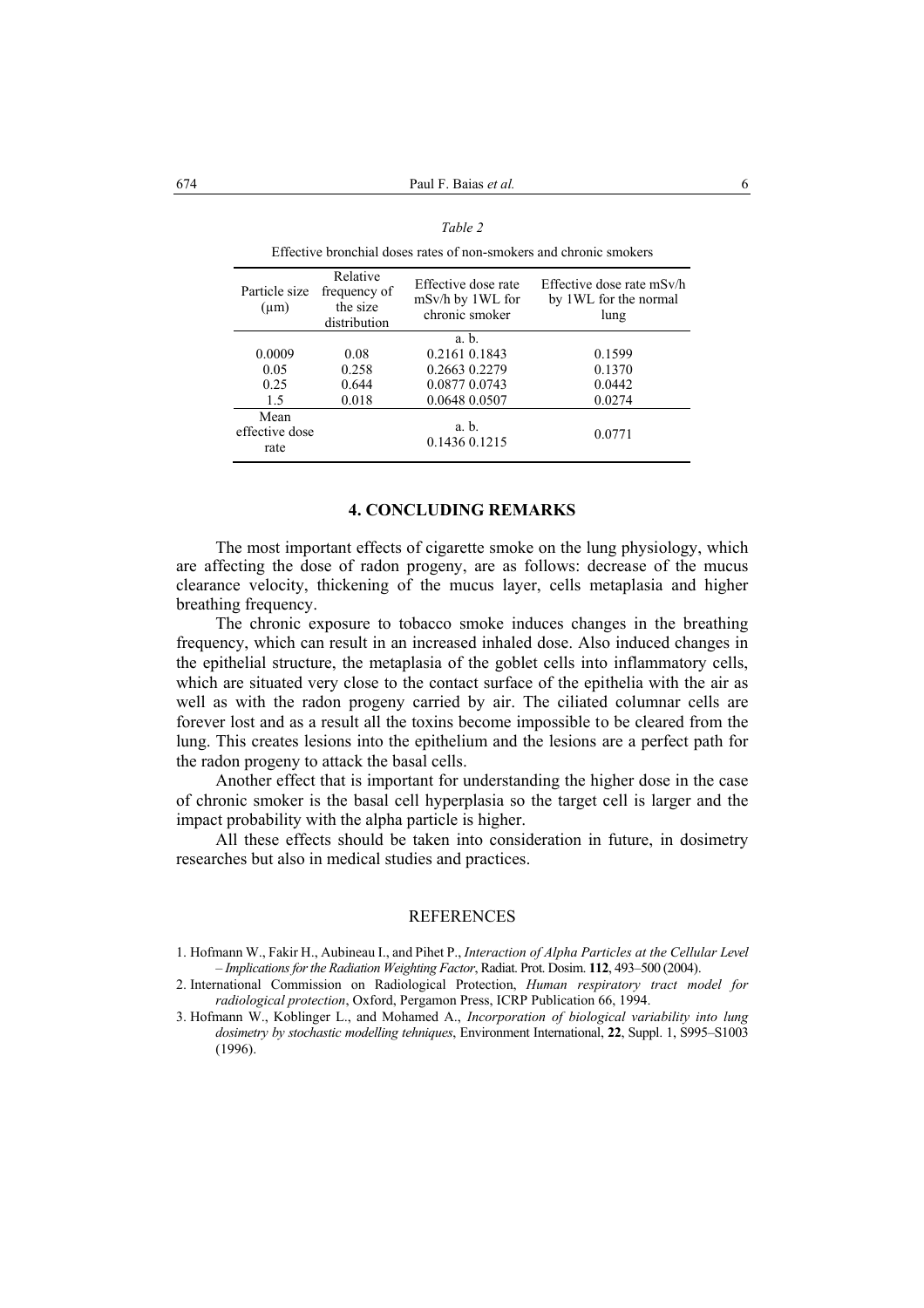*Table 2*

Effective bronchial doses rates of non-smokers and chronic smokers

| Particle size (μm) | Relative frequency of the size distribution | Effective dose rate mSv/h by 1WL for chronic smoker | Effective dose rate mSv/h by 1WL for the normal lung |
|---|---|---|---|
| | | a. b. | |
| 0.0009 | 0.08 | 0.2161 0.1843 | 0.1599 |
| 0.05 | 0.258 | 0.2663 0.2279 | 0.1370 |
| 0.25 | 0.644 | 0.0877 0.0743 | 0.0442 |
| 1.5 | 0.018 | 0.0648 0.0507 | 0.0274 |
| Mean effective dose rate | | a. b. 0.1436 0.1215 | 0.0771 |

## 4. CONCLUDING REMARKS

The most important effects of cigarette smoke on the lung physiology, which are affecting the dose of radon progeny, are as follows: decrease of the mucus clearance velocity, thickening of the mucus layer, cells metaplasia and higher breathing frequency.

The chronic exposure to tobacco smoke induces changes in the breathing frequency, which can result in an increased inhaled dose. Also induced changes in the epithelial structure, the metaplasia of the goblet cells into inflammatory cells, which are situated very close to the contact surface of the epithelia with the air as well as with the radon progeny carried by air. The ciliated columnar cells are forever lost and as a result all the toxins become impossible to be cleared from the lung. This creates lesions into the epithelium and the lesions are a perfect path for the radon progeny to attack the basal cells.

Another effect that is important for understanding the higher dose in the case of chronic smoker is the basal cell hyperplasia so the target cell is larger and the impact probability with the alpha particle is higher.

All these effects should be taken into consideration in future, in dosimetry researches but also in medical studies and practices.

## REFERENCES

1. Hofmann W., Fakir H., Aubineau I., and Pihet P., *Interaction of Alpha Particles at the Cellular Level – Implications for the Radiation Weighting Factor*, Radiat. Prot. Dosim. **112**, 493–500 (2004).
2. International Commission on Radiological Protection, *Human respiratory tract model for radiological protection*, Oxford, Pergamon Press, ICRP Publication 66, 1994.
3. Hofmann W., Koblinger L., and Mohamed A., *Incorporation of biological variability into lung dosimetry by stochastic modelling tehniques*, Environment International, **22**, Suppl. 1, S995–S1003 (1996).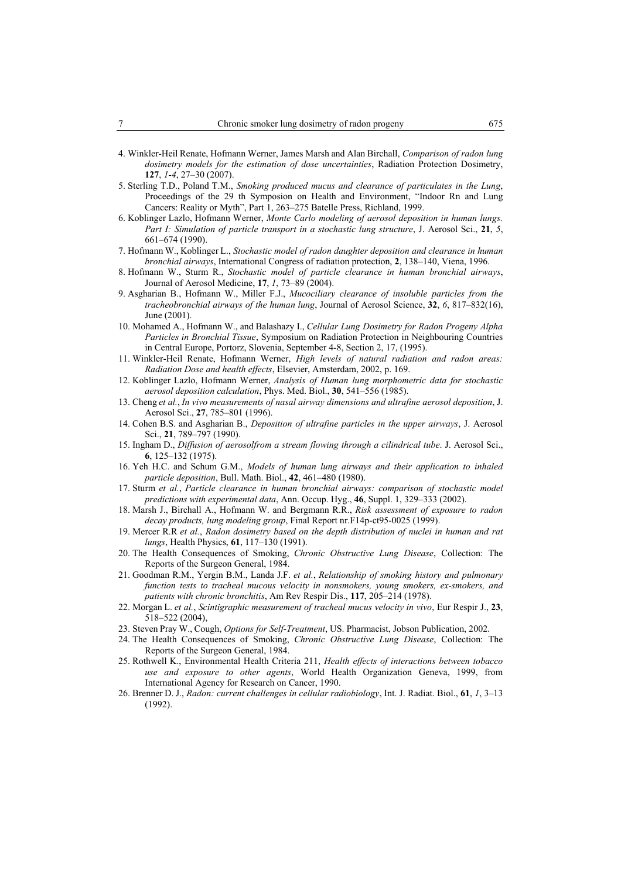4. Winkler-Heil Renate, Hofmann Werner, James Marsh and Alan Birchall, *Comparison of radon lung dosimetry models for the estimation of dose uncertainties*, Radiation Protection Dosimetry, **127**, *1-4*, 27–30 (2007).
5. Sterling T.D., Poland T.M., *Smoking produced mucus and clearance of particulates in the Lung*, Proceedings of the 29 th Symposion on Health and Environment, "Indoor Rn and Lung Cancers: Reality or Myth", Part 1, 263–275 Batelle Press, Richland, 1999.
6. Koblinger Lazlo, Hofmann Werner, *Monte Carlo modeling of aerosol deposition in human lungs. Part I: Simulation of particle transport in a stochastic lung structure*, J. Aerosol Sci., **21**, *5*, 661–674 (1990).
7. Hofmann W., Koblinger L., *Stochastic model of radon daughter deposition and clearance in human bronchial airways*, International Congress of radiation protection, **2**, 138–140, Viena, 1996.
8. Hofmann W., Sturm R., *Stochastic model of particle clearance in human bronchial airways*, Journal of Aerosol Medicine, **17**, *1*, 73–89 (2004).
9. Asgharian B., Hofmann W., Miller F.J., *Mucociliary clearance of insoluble particles from the tracheobronchial airways of the human lung*, Journal of Aerosol Science, **32**, *6*, 817–832(16), June (2001).
10. Mohamed A., Hofmann W., and Balashazy I., *Cellular Lung Dosimetry for Radon Progeny Alpha Particles in Bronchial Tissue*, Symposium on Radiation Protection in Neighbouring Countries in Central Europe, Portorz, Slovenia, September 4-8, Section 2, 17, (1995).
11. Winkler-Heil Renate, Hofmann Werner, *High levels of natural radiation and radon areas: Radiation Dose and health effects*, Elsevier, Amsterdam, 2002, p. 169.
12. Koblinger Lazlo, Hofmann Werner, *Analysis of Human lung morphometric data for stochastic aerosol deposition calculation*, Phys. Med. Biol., **30**, 541–556 (1985).
13. Cheng *et al.*, *In vivo measurements of nasal airway dimensions and ultrafine aerosol deposition*, J. Aerosol Sci., **27**, 785–801 (1996).
14. Cohen B.S. and Asgharian B., *Deposition of ultrafine particles in the upper airways*, J. Aerosol Sci., **21**, 789–797 (1990).
15. Ingham D., *Diffusion of aerosolfrom a stream flowing through a cilindrical tube*. J. Aerosol Sci., **6**, 125–132 (1975).
16. Yeh H.C. and Schum G.M., *Models of human lung airways and their application to inhaled particle deposition*, Bull. Math. Biol., **42**, 461–480 (1980).
17. Sturm *et al.*, *Particle clearance in human bronchial airways: comparison of stochastic model predictions with experimental data*, Ann. Occup. Hyg., **46**, Suppl. 1, 329–333 (2002).
18. Marsh J., Birchall A., Hofmann W. and Bergmann R.R., *Risk assessment of exposure to radon decay products, lung modeling group*, Final Report nr.F14p-ct95-0025 (1999).
19. Mercer R.R *et al.*, *Radon dosimetry based on the depth distribution of nuclei in human and rat lungs*, Health Physics, **61**, 117–130 (1991).
20. The Health Consequences of Smoking, *Chronic Obstructive Lung Disease*, Collection: The Reports of the Surgeon General, 1984.
21. Goodman R.M., Yergin B.M., Landa J.F. *et al.*, *Relationship of smoking history and pulmonary function tests to tracheal mucous velocity in nonsmokers, young smokers, ex-smokers, and patients with chronic bronchitis*, Am Rev Respir Dis., **117**, 205–214 (1978).
22. Morgan L. *et al.*, *Scintigraphic measurement of tracheal mucus velocity in vivo*, Eur Respir J., **23**, 518–522 (2004),
23. Steven Pray W., Cough, *Options for Self-Treatment*, US. Pharmacist, Jobson Publication, 2002.
24. The Health Consequences of Smoking, *Chronic Obstructive Lung Disease*, Collection: The Reports of the Surgeon General, 1984.
25. Rothwell K., Environmental Health Criteria 211, *Health effects of interactions between tobacco use and exposure to other agents*, World Health Organization Geneva, 1999, from International Agency for Research on Cancer, 1990.
26. Brenner D. J., *Radon: current challenges in cellular radiobiology*, Int. J. Radiat. Biol., **61**, *1*, 3–13 (1992).